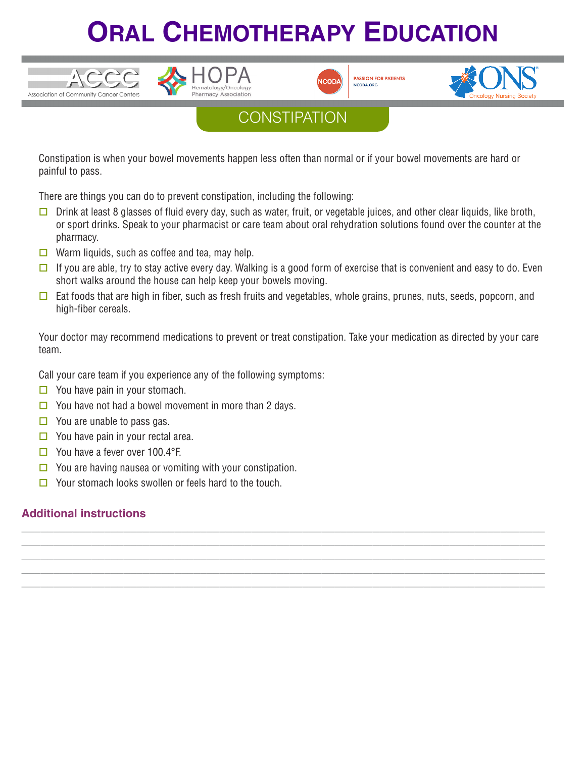# Oral Chemotherapy Education

Association of Community Cancer Centers | HOPA Hematology/Oncology Pharmacy Association | NCODA PASSION FOR PATIENTS NCODA.ORG | ONS Oncology Nursing Society

## CONSTIPATION

Constipation is when your bowel movements happen less often than normal or if your bowel movements are hard or painful to pass.

There are things you can do to prevent constipation, including the following:

- ☐ Drink at least 8 glasses of fluid every day, such as water, fruit, or vegetable juices, and other clear liquids, like broth, or sport drinks. Speak to your pharmacist or care team about oral rehydration solutions found over the counter at the pharmacy.
- ☐ Warm liquids, such as coffee and tea, may help.
- ☐ If you are able, try to stay active every day. Walking is a good form of exercise that is convenient and easy to do. Even short walks around the house can help keep your bowels moving.
- ☐ Eat foods that are high in fiber, such as fresh fruits and vegetables, whole grains, prunes, nuts, seeds, popcorn, and high-fiber cereals.

Your doctor may recommend medications to prevent or treat constipation. Take your medication as directed by your care team.

Call your care team if you experience any of the following symptoms:

- ☐ You have pain in your stomach.
- ☐ You have not had a bowel movement in more than 2 days.
- ☐ You are unable to pass gas.
- ☐ You have pain in your rectal area.
- ☐ You have a fever over 100.4°F.
- ☐ You are having nausea or vomiting with your constipation.
- ☐ Your stomach looks swollen or feels hard to the touch.

### Additional instructions

______________________________________________________________________

______________________________________________________________________

______________________________________________________________________

______________________________________________________________________

______________________________________________________________________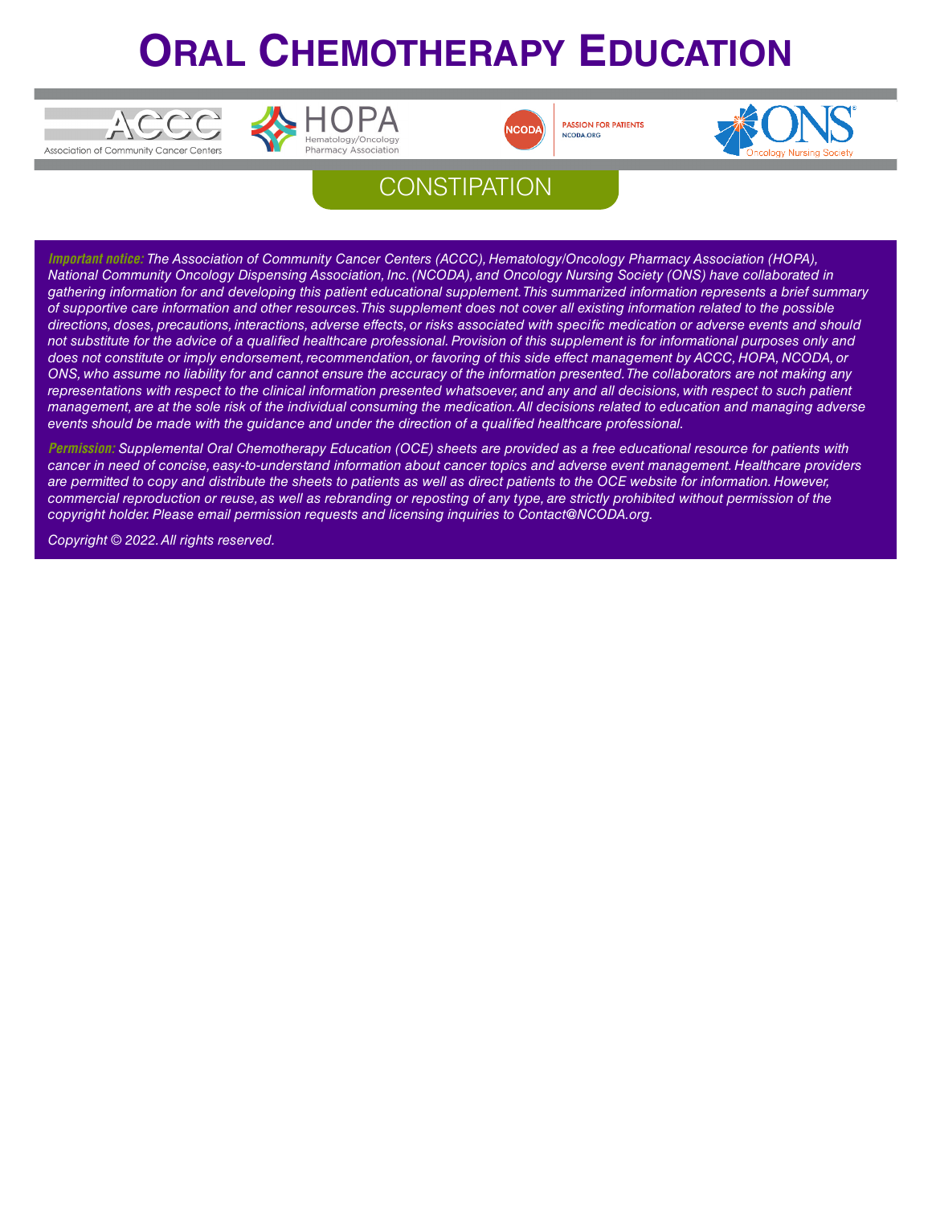# Oral Chemotherapy Education

ACCC Association of Community Cancer Centers | HOPA Hematology/Oncology Pharmacy Association | NCODA PASSION FOR PATIENTS NCODA.ORG | ONS Oncology Nursing Society

## CONSTIPATION

***Important notice:*** *The Association of Community Cancer Centers (ACCC), Hematology/Oncology Pharmacy Association (HOPA), National Community Oncology Dispensing Association, Inc. (NCODA), and Oncology Nursing Society (ONS) have collaborated in gathering information for and developing this patient educational supplement. This summarized information represents a brief summary of supportive care information and other resources. This supplement does not cover all existing information related to the possible directions, doses, precautions, interactions, adverse effects, or risks associated with specific medication or adverse events and should not substitute for the advice of a qualified healthcare professional. Provision of this supplement is for informational purposes only and does not constitute or imply endorsement, recommendation, or favoring of this side effect management by ACCC, HOPA, NCODA, or ONS, who assume no liability for and cannot ensure the accuracy of the information presented. The collaborators are not making any representations with respect to the clinical information presented whatsoever, and any and all decisions, with respect to such patient management, are at the sole risk of the individual consuming the medication. All decisions related to education and managing adverse events should be made with the guidance and under the direction of a qualified healthcare professional.*

***Permission:*** *Supplemental Oral Chemotherapy Education (OCE) sheets are provided as a free educational resource for patients with cancer in need of concise, easy-to-understand information about cancer topics and adverse event management. Healthcare providers are permitted to copy and distribute the sheets to patients as well as direct patients to the OCE website for information. However, commercial reproduction or reuse, as well as rebranding or reposting of any type, are strictly prohibited without permission of the copyright holder. Please email permission requests and licensing inquiries to Contact@NCODA.org.*

*Copyright © 2022. All rights reserved.*